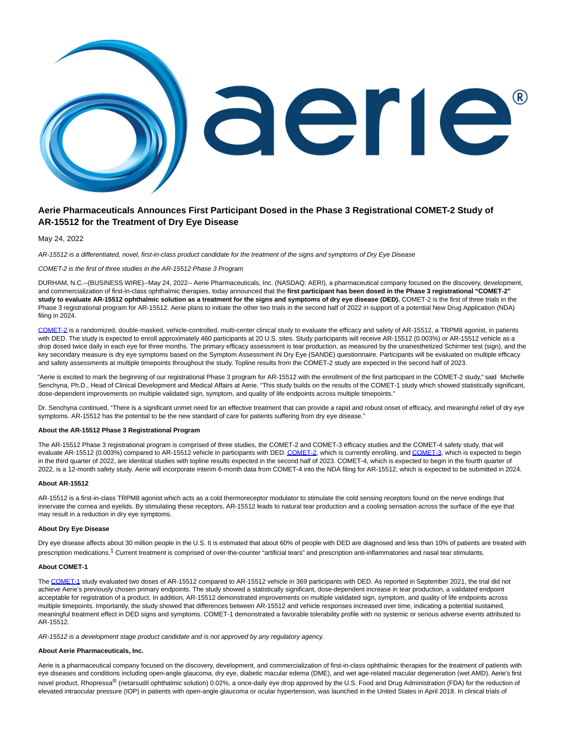# Aerie Pharmaceuticals Announces First Participant Dosed in the Phase 3 Registrational COMET-2 Study of AR-15512 for the Treatment of Dry Eye Disease

May 24, 2022

*AR-15512 is a differentiated, novel, first-in-class product candidate for the treatment of the signs and symptoms of Dry Eye Disease*

*COMET-2 is the first of three studies in the AR-15512 Phase 3 Program*

DURHAM, N.C.--(BUSINESS WIRE)--May 24, 2022-- Aerie Pharmaceuticals, Inc. (NASDAQ: AERI), a pharmaceutical company focused on the discovery, development, and commercialization of first-in-class ophthalmic therapies, today announced that the **first participant has been dosed in the Phase 3 registrational "COMET-2" study to evaluate AR-15512 ophthalmic solution as a treatment for the signs and symptoms of dry eye disease (DED).** COMET-2 is the first of three trials in the Phase 3 registrational program for AR-15512. Aerie plans to initiate the other two trials in the second half of 2022 in support of a potential New Drug Application (NDA) filing in 2024.

COMET-2 is a randomized, double-masked, vehicle-controlled, multi-center clinical study to evaluate the efficacy and safety of AR-15512, a TRPM8 agonist, in patients with DED. The study is expected to enroll approximately 460 participants at 20 U.S. sites. Study participants will receive AR-15512 (0.003%) or AR-15512 vehicle as a drop dosed twice daily in each eye for three months. The primary efficacy assessment is tear production, as measured by the unanesthetized Schirmer test (sign), and the key secondary measure is dry eye symptoms based on the Symptom Assessment iN Dry Eye (SANDE) questionnaire. Participants will be evaluated on multiple efficacy and safety assessments at multiple timepoints throughout the study. Topline results from the COMET-2 study are expected in the second half of 2023.

"Aerie is excited to mark the beginning of our registrational Phase 3 program for AR-15512 with the enrollment of the first participant in the COMET-2 study," said Michelle Senchyna, Ph.D., Head of Clinical Development and Medical Affairs at Aerie. "This study builds on the results of the COMET-1 study which showed statistically significant, dose-dependent improvements on multiple validated sign, symptom, and quality of life endpoints across multiple timepoints."

Dr. Senchyna continued, "There is a significant unmet need for an effective treatment that can provide a rapid and robust onset of efficacy, and meaningful relief of dry eye symptoms. AR-15512 has the potential to be the new standard of care for patients suffering from dry eye disease."

**About the AR-15512 Phase 3 Registrational Program**

The AR-15512 Phase 3 registrational program is comprised of three studies, the COMET-2 and COMET-3 efficacy studies and the COMET-4 safety study, that will evaluate AR-15512 (0.003%) compared to AR-15512 vehicle in participants with DED. COMET-2, which is currently enrolling, and COMET-3, which is expected to begin in the third quarter of 2022, are identical studies with topline results expected in the second half of 2023. COMET-4, which is expected to begin in the fourth quarter of 2022, is a 12-month safety study. Aerie will incorporate interim 6-month data from COMET-4 into the NDA filing for AR-15512, which is expected to be submitted in 2024.

**About AR-15512**

AR-15512 is a first-in-class TRPM8 agonist which acts as a cold thermoreceptor modulator to stimulate the cold sensing receptors found on the nerve endings that innervate the cornea and eyelids. By stimulating these receptors, AR-15512 leads to natural tear production and a cooling sensation across the surface of the eye that may result in a reduction in dry eye symptoms.

**About Dry Eye Disease**

Dry eye disease affects about 30 million people in the U.S. It is estimated that about 60% of people with DED are diagnosed and less than 10% of patients are treated with prescription medications.[1] Current treatment is comprised of over-the-counter "artificial tears" and prescription anti-inflammatories and nasal tear stimulants.

**About COMET-1**

The COMET-1 study evaluated two doses of AR-15512 compared to AR-15512 vehicle in 369 participants with DED. As reported in September 2021, the trial did not achieve Aerie's previously chosen primary endpoints. The study showed a statistically significant, dose-dependent increase in tear production, a validated endpoint acceptable for registration of a product. In addition, AR-15512 demonstrated improvements on multiple validated sign, symptom, and quality of life endpoints across multiple timepoints. Importantly, the study showed that differences between AR-15512 and vehicle responses increased over time, indicating a potential sustained, meaningful treatment effect in DED signs and symptoms. COMET-1 demonstrated a favorable tolerability profile with no systemic or serious adverse events attributed to AR-15512.

*AR-15512 is a development stage product candidate and is not approved by any regulatory agency.*

**About Aerie Pharmaceuticals, Inc.**

Aerie is a pharmaceutical company focused on the discovery, development, and commercialization of first-in-class ophthalmic therapies for the treatment of patients with eye diseases and conditions including open-angle glaucoma, dry eye, diabetic macular edema (DME), and wet age-related macular degeneration (wet AMD). Aerie's first novel product, Rhopressa® (netarsudil ophthalmic solution) 0.02%, a once-daily eye drop approved by the U.S. Food and Drug Administration (FDA) for the reduction of elevated intraocular pressure (IOP) in patients with open-angle glaucoma or ocular hypertension, was launched in the United States in April 2018. In clinical trials of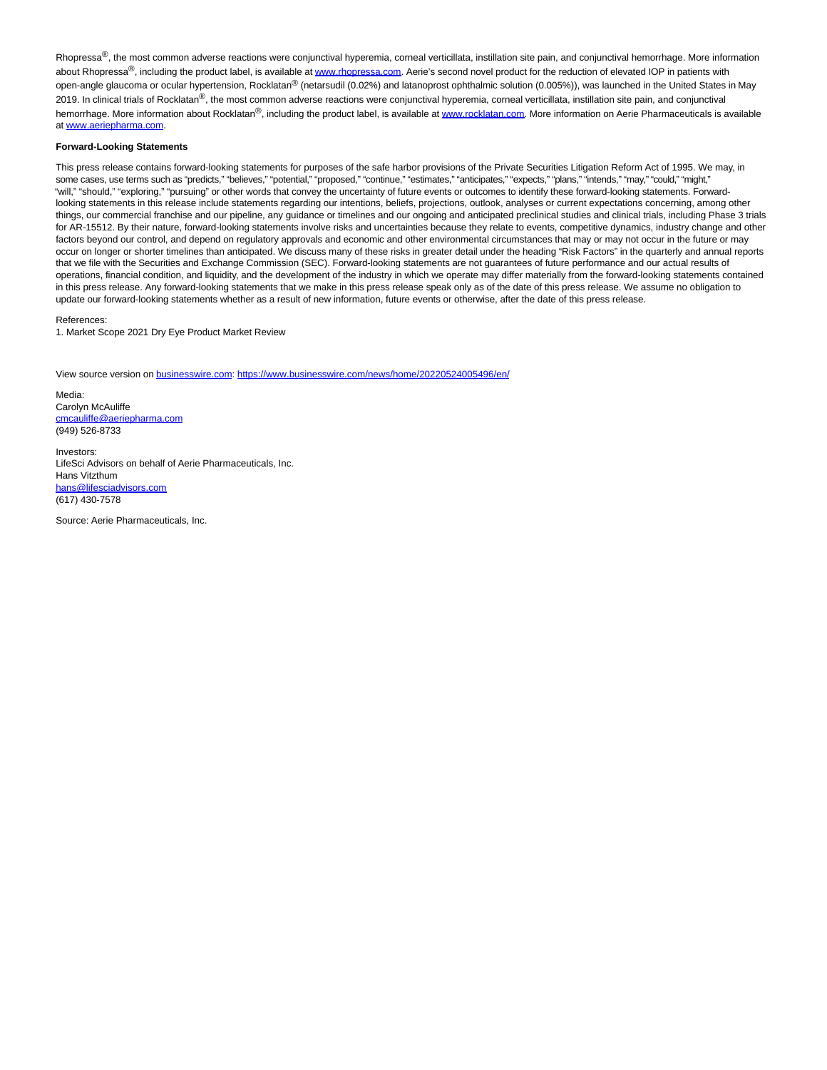Rhopressa®, the most common adverse reactions were conjunctival hyperemia, corneal verticillata, instillation site pain, and conjunctival hemorrhage. More information about Rhopressa®, including the product label, is available at www.rhopressa.com. Aerie's second novel product for the reduction of elevated IOP in patients with open-angle glaucoma or ocular hypertension, Rocklatan® (netarsudil (0.02%) and latanoprost ophthalmic solution (0.005%)), was launched in the United States in May 2019. In clinical trials of Rocklatan®, the most common adverse reactions were conjunctival hyperemia, corneal verticillata, instillation site pain, and conjunctival hemorrhage. More information about Rocklatan®, including the product label, is available at www.rocklatan.com. More information on Aerie Pharmaceuticals is available at www.aeriepharma.com.

**Forward-Looking Statements**

This press release contains forward-looking statements for purposes of the safe harbor provisions of the Private Securities Litigation Reform Act of 1995. We may, in some cases, use terms such as "predicts," "believes," "potential," "proposed," "continue," "estimates," "anticipates," "expects," "plans," "intends," "may," "could," "might," "will," "should," "exploring," "pursuing" or other words that convey the uncertainty of future events or outcomes to identify these forward-looking statements. Forward-looking statements in this release include statements regarding our intentions, beliefs, projections, outlook, analyses or current expectations concerning, among other things, our commercial franchise and our pipeline, any guidance or timelines and our ongoing and anticipated preclinical studies and clinical trials, including Phase 3 trials for AR-15512. By their nature, forward-looking statements involve risks and uncertainties because they relate to events, competitive dynamics, industry change and other factors beyond our control, and depend on regulatory approvals and economic and other environmental circumstances that may or may not occur in the future or may occur on longer or shorter timelines than anticipated. We discuss many of these risks in greater detail under the heading "Risk Factors" in the quarterly and annual reports that we file with the Securities and Exchange Commission (SEC). Forward-looking statements are not guarantees of future performance and our actual results of operations, financial condition, and liquidity, and the development of the industry in which we operate may differ materially from the forward-looking statements contained in this press release. Any forward-looking statements that we make in this press release speak only as of the date of this press release. We assume no obligation to update our forward-looking statements whether as a result of new information, future events or otherwise, after the date of this press release.

References:
1. Market Scope 2021 Dry Eye Product Market Review

View source version on businesswire.com: https://www.businesswire.com/news/home/20220524005496/en/

Media:
Carolyn McAuliffe
cmcauliffe@aeriepharma.com
(949) 526-8733

Investors:
LifeSci Advisors on behalf of Aerie Pharmaceuticals, Inc.
Hans Vitzthum
hans@lifesciadvisors.com
(617) 430-7578

Source: Aerie Pharmaceuticals, Inc.